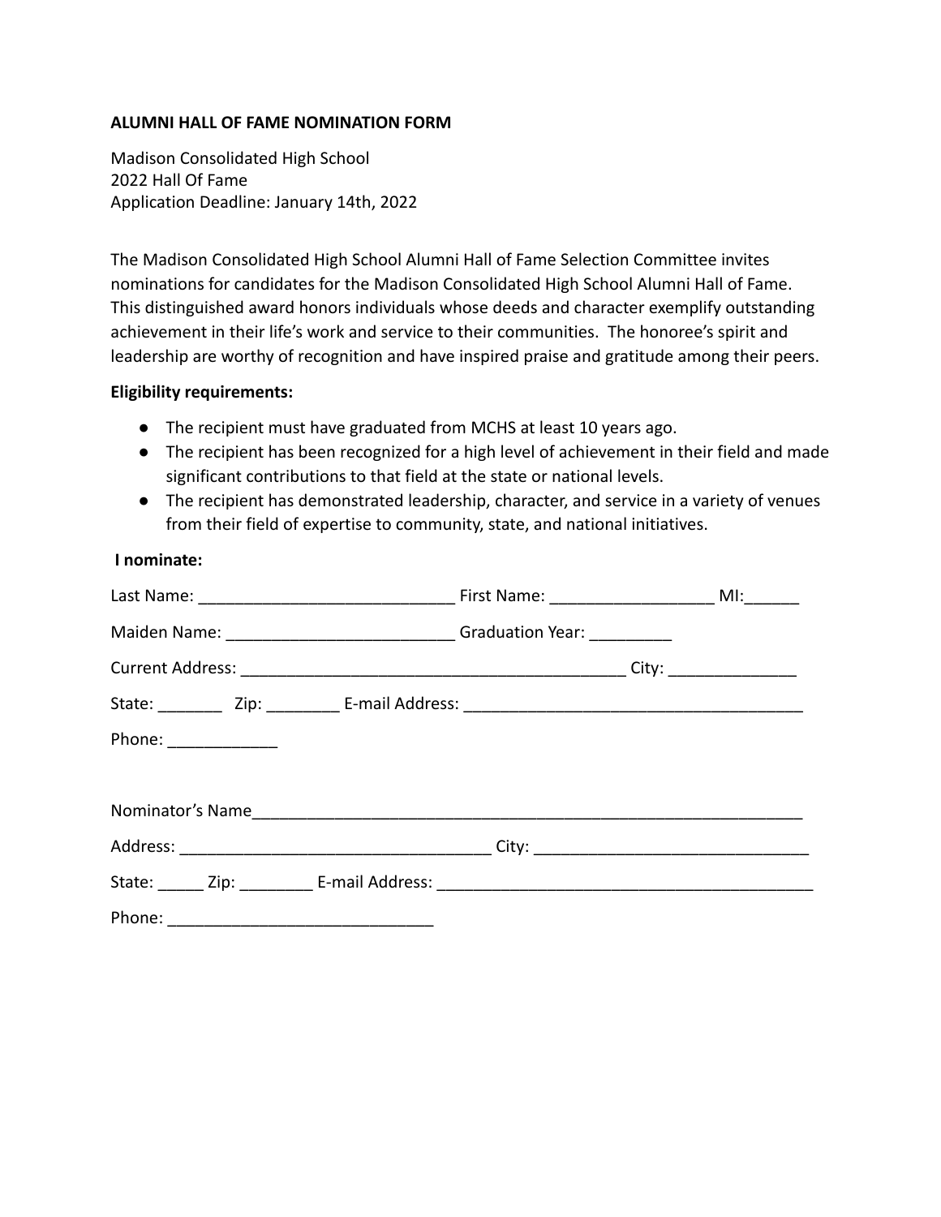**ALUMNI HALL OF FAME NOMINATION FORM**

Madison Consolidated High School
2022 Hall Of Fame
Application Deadline: January 14th, 2022

The Madison Consolidated High School Alumni Hall of Fame Selection Committee invites nominations for candidates for the Madison Consolidated High School Alumni Hall of Fame. This distinguished award honors individuals whose deeds and character exemplify outstanding achievement in their life's work and service to their communities. The honoree's spirit and leadership are worthy of recognition and have inspired praise and gratitude among their peers.

**Eligibility requirements:**

- The recipient must have graduated from MCHS at least 10 years ago.
- The recipient has been recognized for a high level of achievement in their field and made significant contributions to that field at the state or national levels.
- The recipient has demonstrated leadership, character, and service in a variety of venues from their field of expertise to community, state, and national initiatives.

**I nominate:**

Last Name: ____________________________ First Name: _________________ MI:______

Maiden Name: _________________________ Graduation Year: _________

Current Address: ___________________________________________ City: ______________

State: _______ Zip: ________ E-mail Address: _____________________________________

Phone: ____________

Nominator's Name______________________________________________________________

Address: __________________________________ City: ______________________________

State: _____ Zip: ________ E-mail Address: _________________________________________

Phone: _____________________________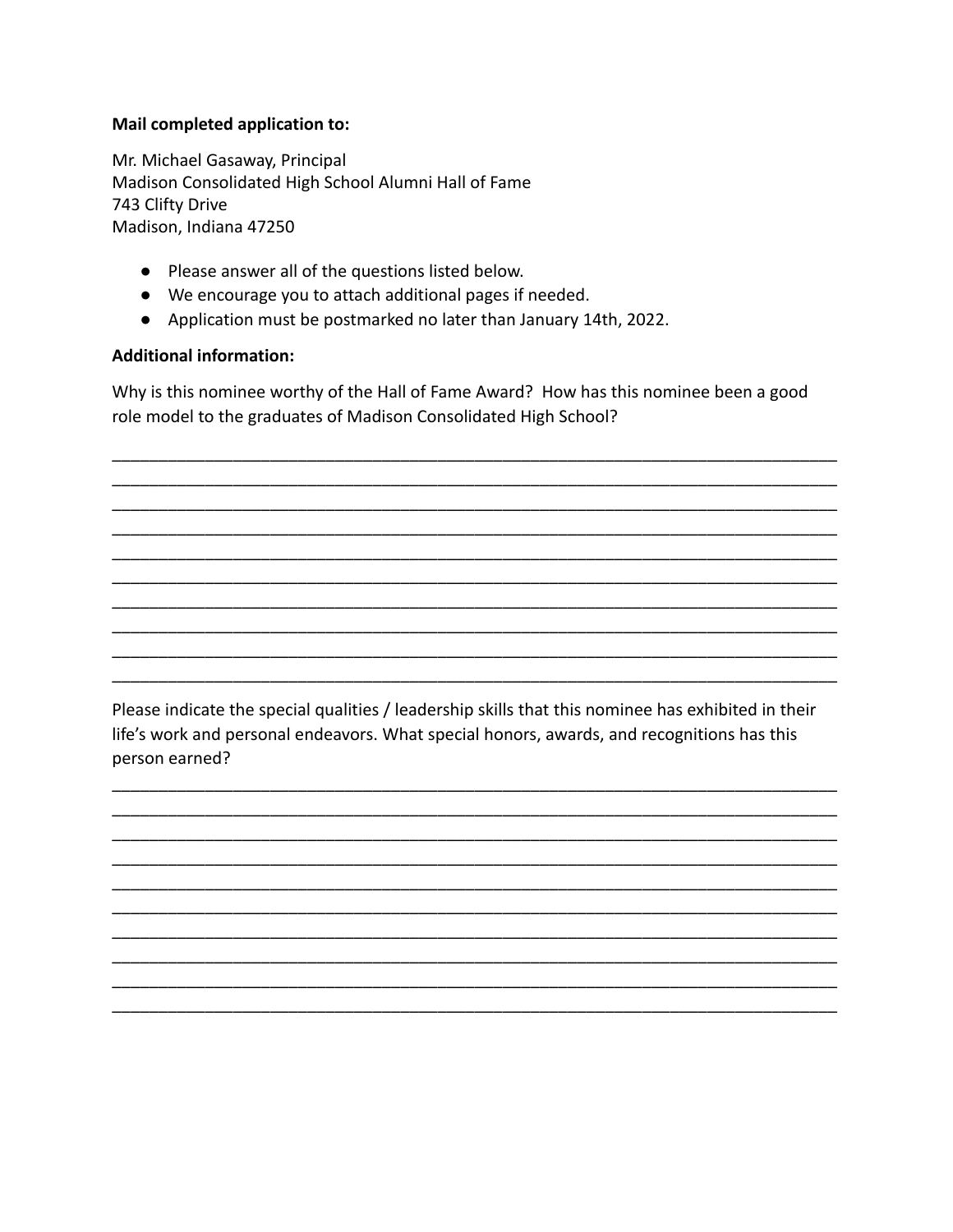**Mail completed application to:**

Mr. Michael Gasaway, Principal
Madison Consolidated High School Alumni Hall of Fame
743 Clifty Drive
Madison, Indiana 47250

- Please answer all of the questions listed below.
- We encourage you to attach additional pages if needed.
- Application must be postmarked no later than January 14th, 2022.

**Additional information:**

Why is this nominee worthy of the Hall of Fame Award? How has this nominee been a good role model to the graduates of Madison Consolidated High School?

______________________________________________________________________________
______________________________________________________________________________
______________________________________________________________________________
______________________________________________________________________________
______________________________________________________________________________
______________________________________________________________________________
______________________________________________________________________________
______________________________________________________________________________
______________________________________________________________________________
______________________________________________________________________________

Please indicate the special qualities / leadership skills that this nominee has exhibited in their life's work and personal endeavors. What special honors, awards, and recognitions has this person earned?

______________________________________________________________________________
______________________________________________________________________________
______________________________________________________________________________
______________________________________________________________________________
______________________________________________________________________________
______________________________________________________________________________
______________________________________________________________________________
______________________________________________________________________________
______________________________________________________________________________
______________________________________________________________________________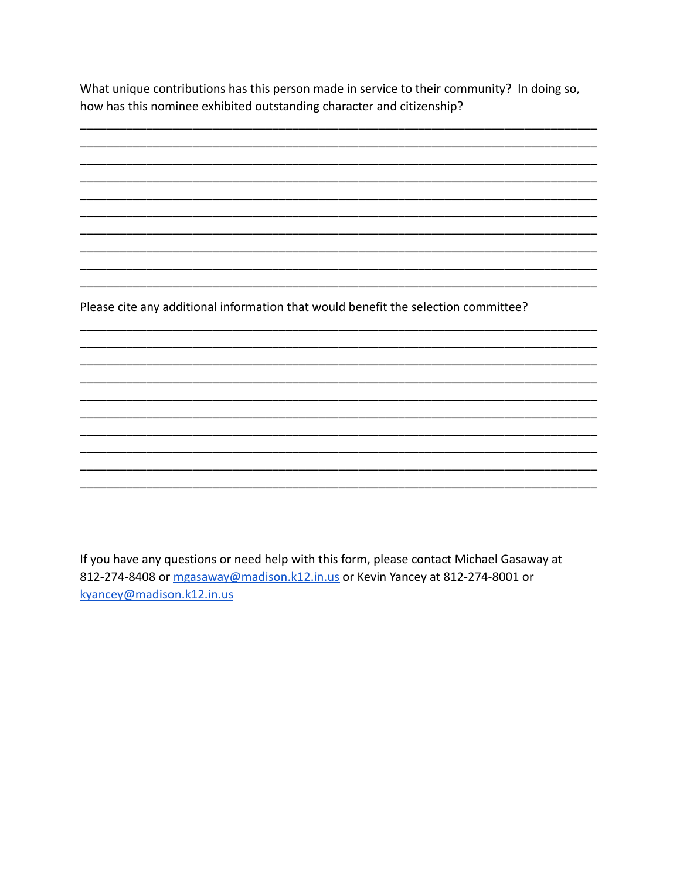What unique contributions has this person made in service to their community? In doing so, how has this nominee exhibited outstanding character and citizenship?

_____________________________________________________________________________
_____________________________________________________________________________
_____________________________________________________________________________
_____________________________________________________________________________
_____________________________________________________________________________
_____________________________________________________________________________
_____________________________________________________________________________
_____________________________________________________________________________
_____________________________________________________________________________
_____________________________________________________________________________

Please cite any additional information that would benefit the selection committee?

_____________________________________________________________________________
_____________________________________________________________________________
_____________________________________________________________________________
_____________________________________________________________________________
_____________________________________________________________________________
_____________________________________________________________________________
_____________________________________________________________________________
_____________________________________________________________________________
_____________________________________________________________________________
_____________________________________________________________________________

If you have any questions or need help with this form, please contact Michael Gasaway at 812-274-8408 or [mgasaway@madison.k12.in.us](mailto:mgasaway@madison.k12.in.us) or Kevin Yancey at 812-274-8001 or [kyancey@madison.k12.in.us](mailto:kyancey@madison.k12.in.us)